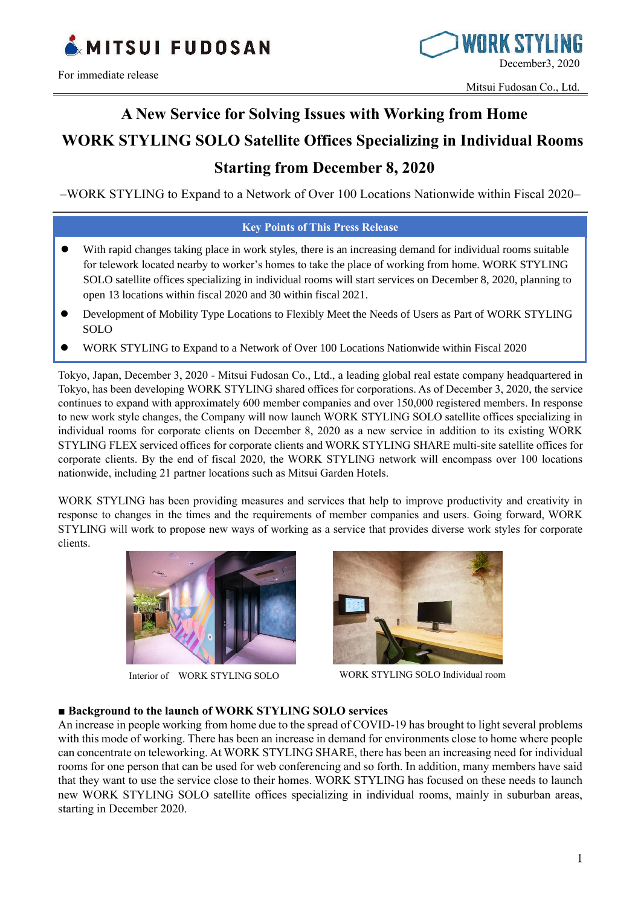MITSUI FUDOSAN

WORK STYLING

For immediate release

December3, 2020

Mitsui Fudosan Co., Ltd.

# A New Service for Solving Issues with Working from Home WORK STYLING SOLO Satellite Offices Specializing in Individual Rooms Starting from December 8, 2020

–WORK STYLING to Expand to a Network of Over 100 Locations Nationwide within Fiscal 2020–

**Key Points of This Press Release**

- With rapid changes taking place in work styles, there is an increasing demand for individual rooms suitable for telework located nearby to worker's homes to take the place of working from home. WORK STYLING SOLO satellite offices specializing in individual rooms will start services on December 8, 2020, planning to open 13 locations within fiscal 2020 and 30 within fiscal 2021.
- Development of Mobility Type Locations to Flexibly Meet the Needs of Users as Part of WORK STYLING SOLO
- WORK STYLING to Expand to a Network of Over 100 Locations Nationwide within Fiscal 2020

Tokyo, Japan, December 3, 2020 - Mitsui Fudosan Co., Ltd., a leading global real estate company headquartered in Tokyo, has been developing WORK STYLING shared offices for corporations. As of December 3, 2020, the service continues to expand with approximately 600 member companies and over 150,000 registered members. In response to new work style changes, the Company will now launch WORK STYLING SOLO satellite offices specializing in individual rooms for corporate clients on December 8, 2020 as a new service in addition to its existing WORK STYLING FLEX serviced offices for corporate clients and WORK STYLING SHARE multi-site satellite offices for corporate clients. By the end of fiscal 2020, the WORK STYLING network will encompass over 100 locations nationwide, including 21 partner locations such as Mitsui Garden Hotels.

WORK STYLING has been providing measures and services that help to improve productivity and creativity in response to changes in the times and the requirements of member companies and users. Going forward, WORK STYLING will work to propose new ways of working as a service that provides diverse work styles for corporate clients.

Interior of WORK STYLING SOLO

WORK STYLING SOLO Individual room

## ■ Background to the launch of WORK STYLING SOLO services

An increase in people working from home due to the spread of COVID-19 has brought to light several problems with this mode of working. There has been an increase in demand for environments close to home where people can concentrate on teleworking. At WORK STYLING SHARE, there has been an increasing need for individual rooms for one person that can be used for web conferencing and so forth. In addition, many members have said that they want to use the service close to their homes. WORK STYLING has focused on these needs to launch new WORK STYLING SOLO satellite offices specializing in individual rooms, mainly in suburban areas, starting in December 2020.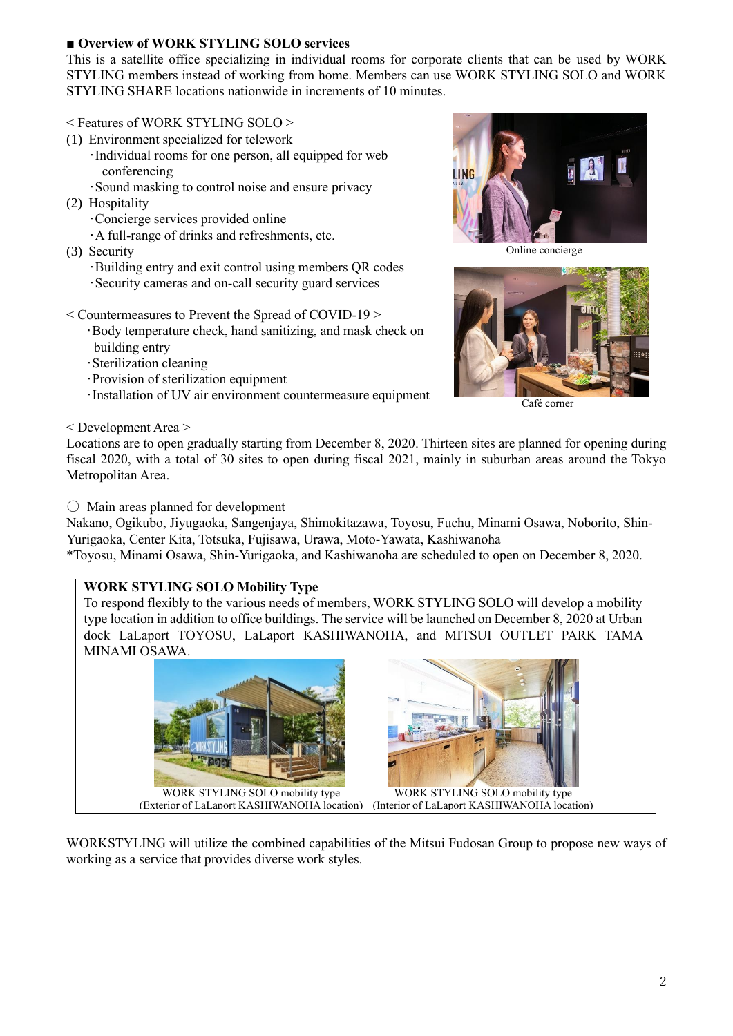## ■ Overview of WORK STYLING SOLO services

This is a satellite office specializing in individual rooms for corporate clients that can be used by WORK STYLING members instead of working from home. Members can use WORK STYLING SOLO and WORK STYLING SHARE locations nationwide in increments of 10 minutes.

< Features of WORK STYLING SOLO >

(1) Environment specialized for telework
- Individual rooms for one person, all equipped for web conferencing
- Sound masking to control noise and ensure privacy

(2) Hospitality
- Concierge services provided online
- A full-range of drinks and refreshments, etc.

(3) Security
- Building entry and exit control using members QR codes
- Security cameras and on-call security guard services

Online concierge

Café corner

< Countermeasures to Prevent the Spread of COVID-19 >
- Body temperature check, hand sanitizing, and mask check on building entry
- Sterilization cleaning
- Provision of sterilization equipment
- Installation of UV air environment countermeasure equipment

< Development Area >

Locations are to open gradually starting from December 8, 2020. Thirteen sites are planned for opening during fiscal 2020, with a total of 30 sites to open during fiscal 2021, mainly in suburban areas around the Tokyo Metropolitan Area.

○ Main areas planned for development

Nakano, Ogikubo, Jiyugaoka, Sangenjaya, Shimokitazawa, Toyosu, Fuchu, Minami Osawa, Noborito, Shin-Yurigaoka, Center Kita, Totsuka, Fujisawa, Urawa, Moto-Yawata, Kashiwanoha

*Toyosu, Minami Osawa, Shin-Yurigaoka, and Kashiwanoha are scheduled to open on December 8, 2020.

**WORK STYLING SOLO Mobility Type**

To respond flexibly to the various needs of members, WORK STYLING SOLO will develop a mobility type location in addition to office buildings. The service will be launched on December 8, 2020 at Urban dock LaLaport TOYOSU, LaLaport KASHIWANOHA, and MITSUI OUTLET PARK TAMA MINAMI OSAWA.

WORK STYLING SOLO mobility type (Exterior of LaLaport KASHIWANOHA location)

WORK STYLING SOLO mobility type (Interior of LaLaport KASHIWANOHA location)

WORKSTYLING will utilize the combined capabilities of the Mitsui Fudosan Group to propose new ways of working as a service that provides diverse work styles.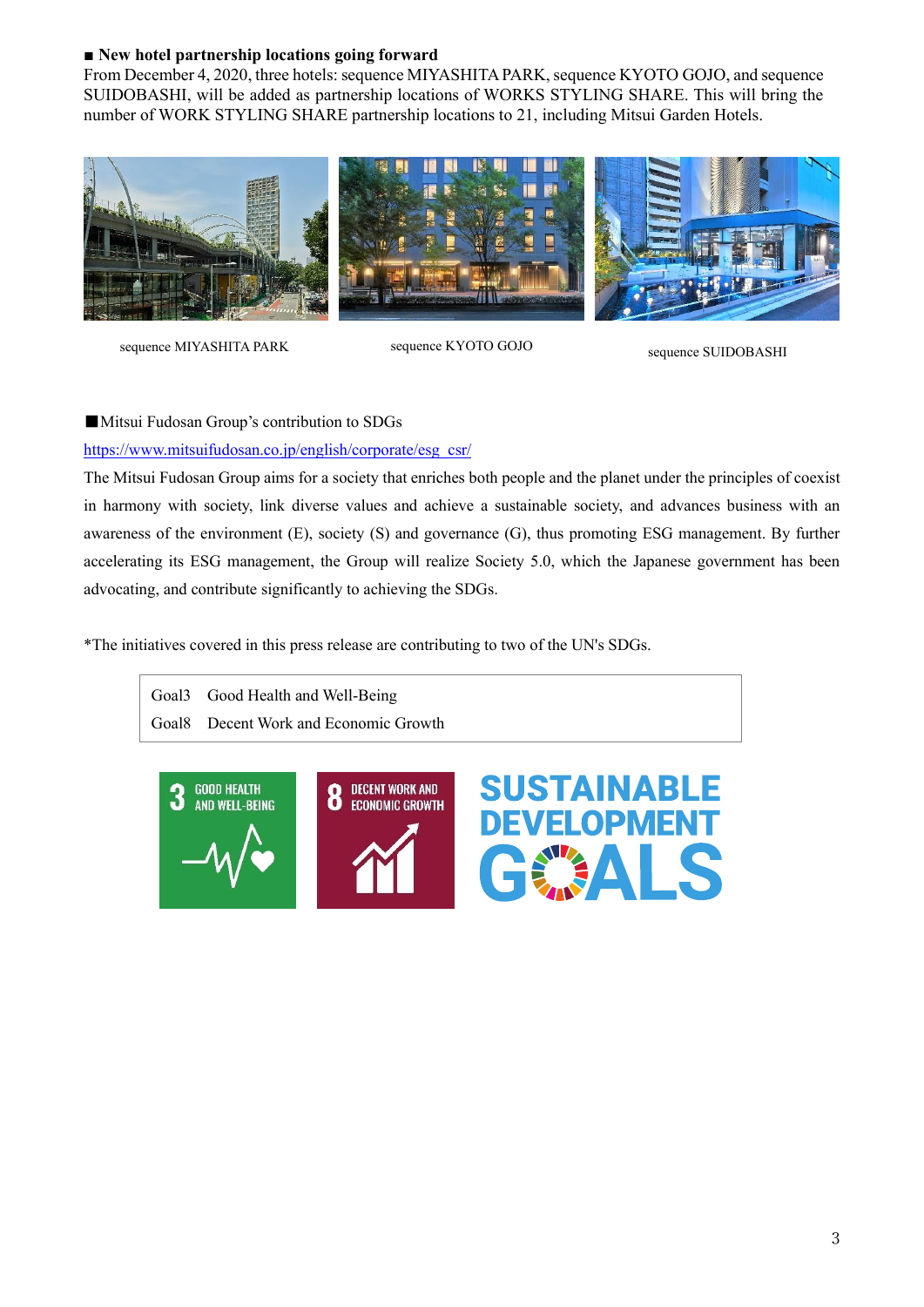**■ New hotel partnership locations going forward**

From December 4, 2020, three hotels: sequence MIYASHITA PARK, sequence KYOTO GOJO, and sequence SUIDOBASHI, will be added as partnership locations of WORKS STYLING SHARE. This will bring the number of WORK STYLING SHARE partnership locations to 21, including Mitsui Garden Hotels.

sequence MIYASHITA PARK

sequence KYOTO GOJO

sequence SUIDOBASHI

■Mitsui Fudosan Group's contribution to SDGs

https://www.mitsuifudosan.co.jp/english/corporate/esg_csr/

The Mitsui Fudosan Group aims for a society that enriches both people and the planet under the principles of coexist in harmony with society, link diverse values and achieve a sustainable society, and advances business with an awareness of the environment (E), society (S) and governance (G), thus promoting ESG management. By further accelerating its ESG management, the Group will realize Society 5.0, which the Japanese government has been advocating, and contribute significantly to achieving the SDGs.

*The initiatives covered in this press release are contributing to two of the UN's SDGs.

| | |
|---|---|
| Goal3 | Good Health and Well-Being |
| Goal8 | Decent Work and Economic Growth |